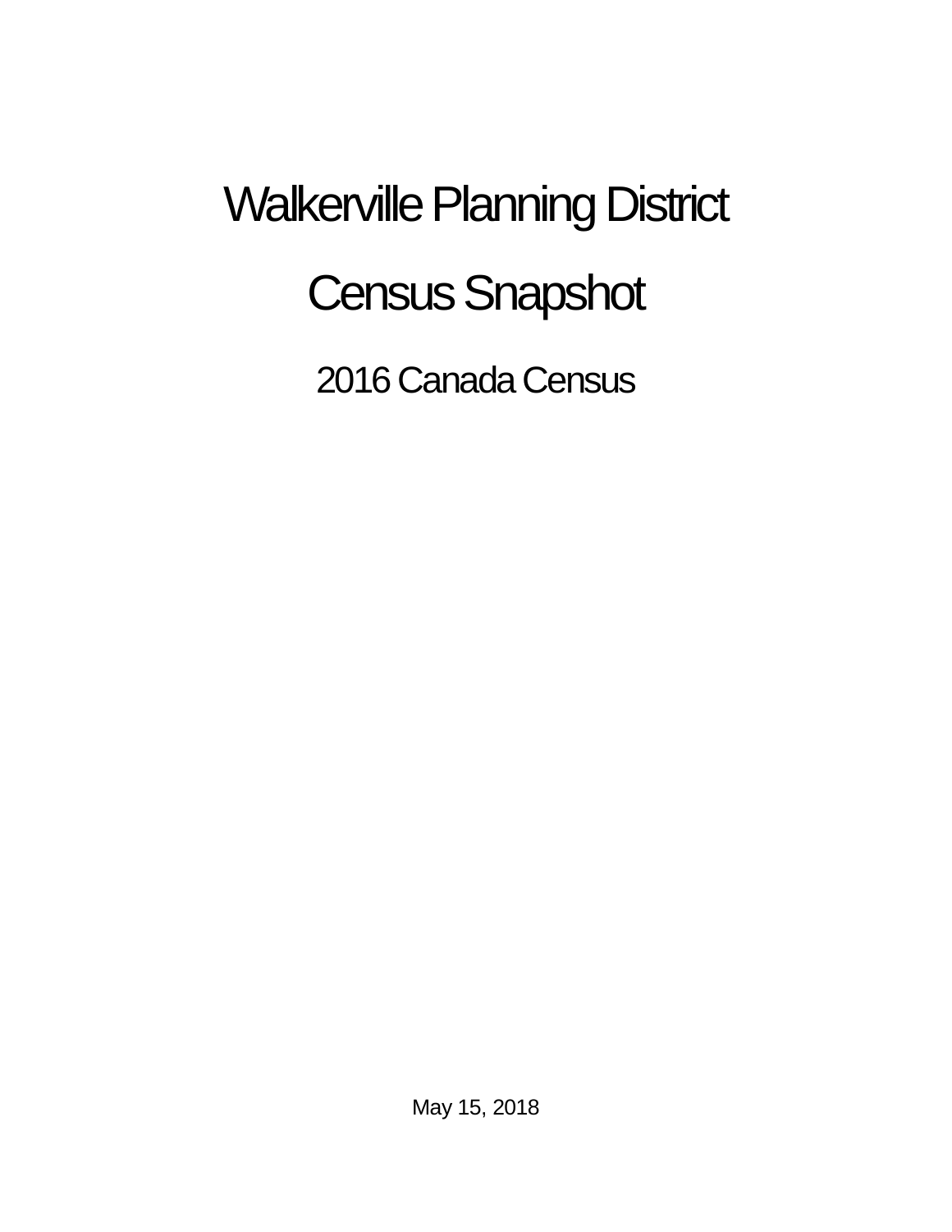# Walkerville Planning District

# Census Snapshot

## 2016 Canada Census

May 15, 2018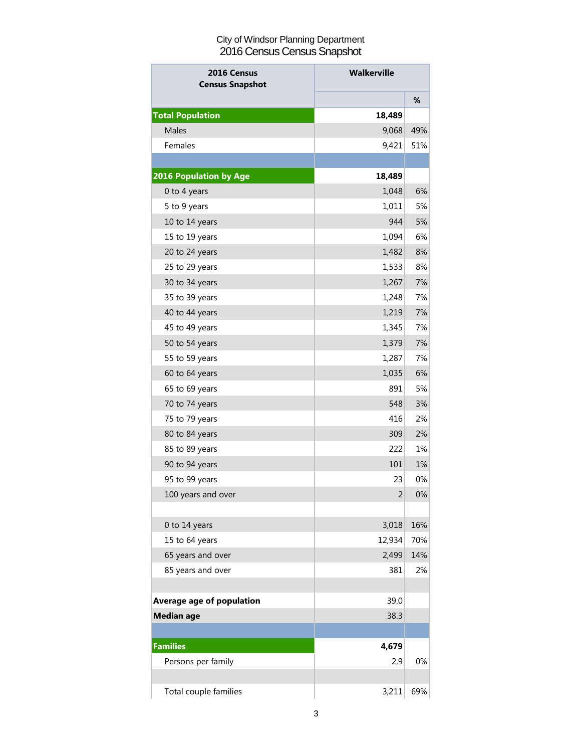City of Windsor Planning Department
2016 Census Census Snapshot

| 2016 Census Census Snapshot | Walkerville | |
|---|---|---|
| | | % |
| **Total Population** | **18,489** | |
| Males | 9,068 | 49% |
| Females | 9,421 | 51% |
| | | |
| **2016 Population by Age** | **18,489** | |
| 0 to 4 years | 1,048 | 6% |
| 5 to 9 years | 1,011 | 5% |
| 10 to 14 years | 944 | 5% |
| 15 to 19 years | 1,094 | 6% |
| 20 to 24 years | 1,482 | 8% |
| 25 to 29 years | 1,533 | 8% |
| 30 to 34 years | 1,267 | 7% |
| 35 to 39 years | 1,248 | 7% |
| 40 to 44 years | 1,219 | 7% |
| 45 to 49 years | 1,345 | 7% |
| 50 to 54 years | 1,379 | 7% |
| 55 to 59 years | 1,287 | 7% |
| 60 to 64 years | 1,035 | 6% |
| 65 to 69 years | 891 | 5% |
| 70 to 74 years | 548 | 3% |
| 75 to 79 years | 416 | 2% |
| 80 to 84 years | 309 | 2% |
| 85 to 89 years | 222 | 1% |
| 90 to 94 years | 101 | 1% |
| 95 to 99 years | 23 | 0% |
| 100 years and over | 2 | 0% |
| | | |
| 0 to 14 years | 3,018 | 16% |
| 15 to 64 years | 12,934 | 70% |
| 65 years and over | 2,499 | 14% |
| 85 years and over | 381 | 2% |
| | | |
| **Average age of population** | 39.0 | |
| **Median age** | 38.3 | |
| | | |
| **Families** | **4,679** | |
| Persons per family | 2.9 | 0% |
| | | |
| Total couple families | 3,211 | 69% |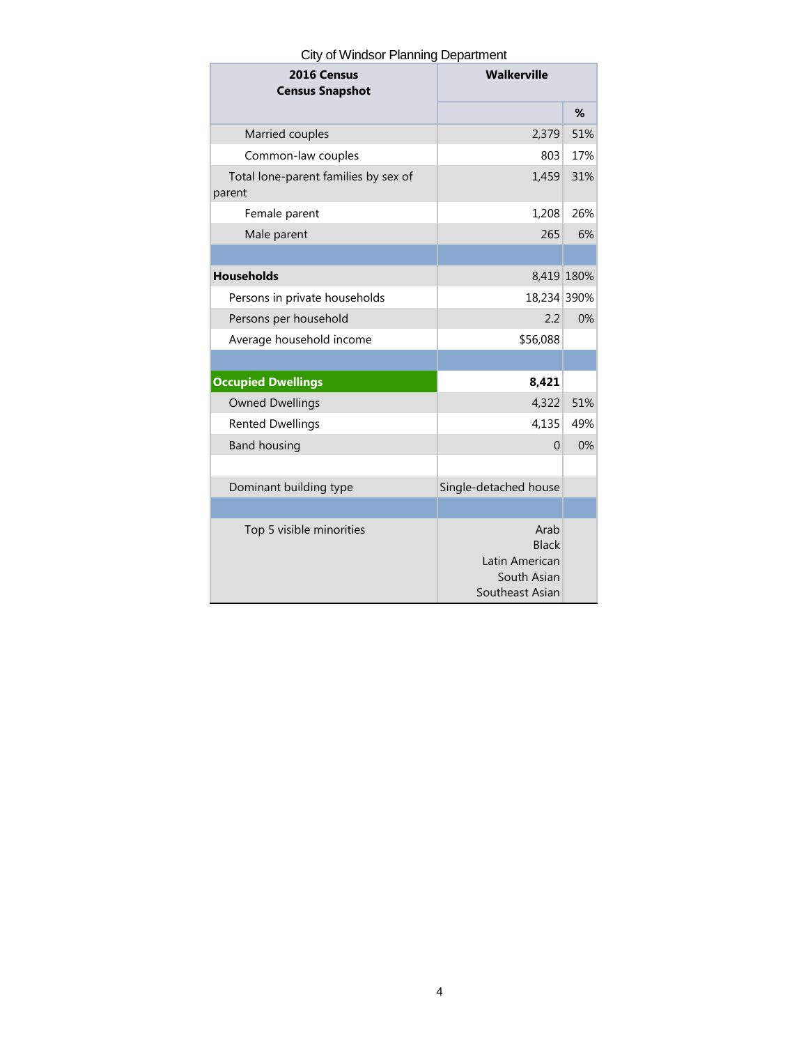City of Windsor Planning Department

| 2016 Census Census Snapshot | Walkerville | % |
|---|---|---|
| Married couples | 2,379 | 51% |
| Common-law couples | 803 | 17% |
| Total lone-parent families by sex of parent | 1,459 | 31% |
| Female parent | 1,208 | 26% |
| Male parent | 265 | 6% |
| | | |
| **Households** | 8,419 | 180% |
| Persons in private households | 18,234 | 390% |
| Persons per household | 2.2 | 0% |
| Average household income | $56,088 | |
| | | |
| **Occupied Dwellings** | **8,421** | |
| Owned Dwellings | 4,322 | 51% |
| Rented Dwellings | 4,135 | 49% |
| Band housing | 0 | 0% |
| | | |
| Dominant building type | Single-detached house | |
| | | |
| Top 5 visible minorities | Arab<br>Black<br>Latin American<br>South Asian<br>Southeast Asian | |